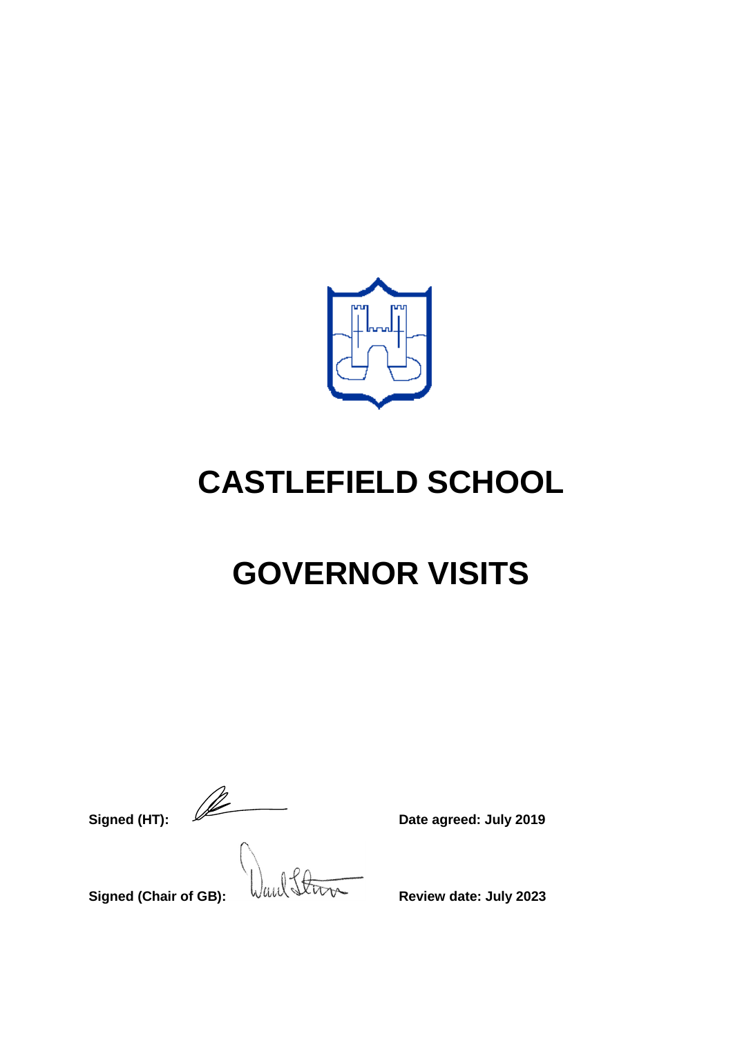# CASTLEFIELD SCHOOL

# GOVERNOR VISITS

**Signed (HT):** **Date agreed: July 2019**

**Signed (Chair of GB):** **Review date: July 2023**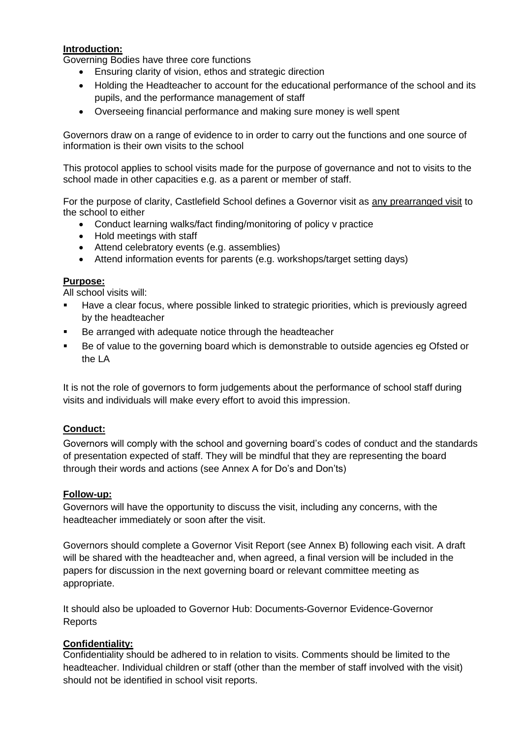**Introduction:**

Governing Bodies have three core functions

- Ensuring clarity of vision, ethos and strategic direction
- Holding the Headteacher to account for the educational performance of the school and its pupils, and the performance management of staff
- Overseeing financial performance and making sure money is well spent

Governors draw on a range of evidence to in order to carry out the functions and one source of information is their own visits to the school

This protocol applies to school visits made for the purpose of governance and not to visits to the school made in other capacities e.g. as a parent or member of staff.

For the purpose of clarity, Castlefield School defines a Governor visit as <u>any prearranged visit</u> to the school to either

- Conduct learning walks/fact finding/monitoring of policy v practice
- Hold meetings with staff
- Attend celebratory events (e.g. assemblies)
- Attend information events for parents (e.g. workshops/target setting days)

**Purpose:**

All school visits will:

- Have a clear focus, where possible linked to strategic priorities, which is previously agreed by the headteacher
- Be arranged with adequate notice through the headteacher
- Be of value to the governing board which is demonstrable to outside agencies eg Ofsted or the LA

It is not the role of governors to form judgements about the performance of school staff during visits and individuals will make every effort to avoid this impression.

**Conduct:**

Governors will comply with the school and governing board's codes of conduct and the standards of presentation expected of staff. They will be mindful that they are representing the board through their words and actions (see Annex A for Do's and Don'ts)

**Follow-up:**

Governors will have the opportunity to discuss the visit, including any concerns, with the headteacher immediately or soon after the visit.

Governors should complete a Governor Visit Report (see Annex B) following each visit. A draft will be shared with the headteacher and, when agreed, a final version will be included in the papers for discussion in the next governing board or relevant committee meeting as appropriate.

It should also be uploaded to Governor Hub: Documents-Governor Evidence-Governor Reports

**Confidentiality:**

Confidentiality should be adhered to in relation to visits. Comments should be limited to the headteacher. Individual children or staff (other than the member of staff involved with the visit) should not be identified in school visit reports.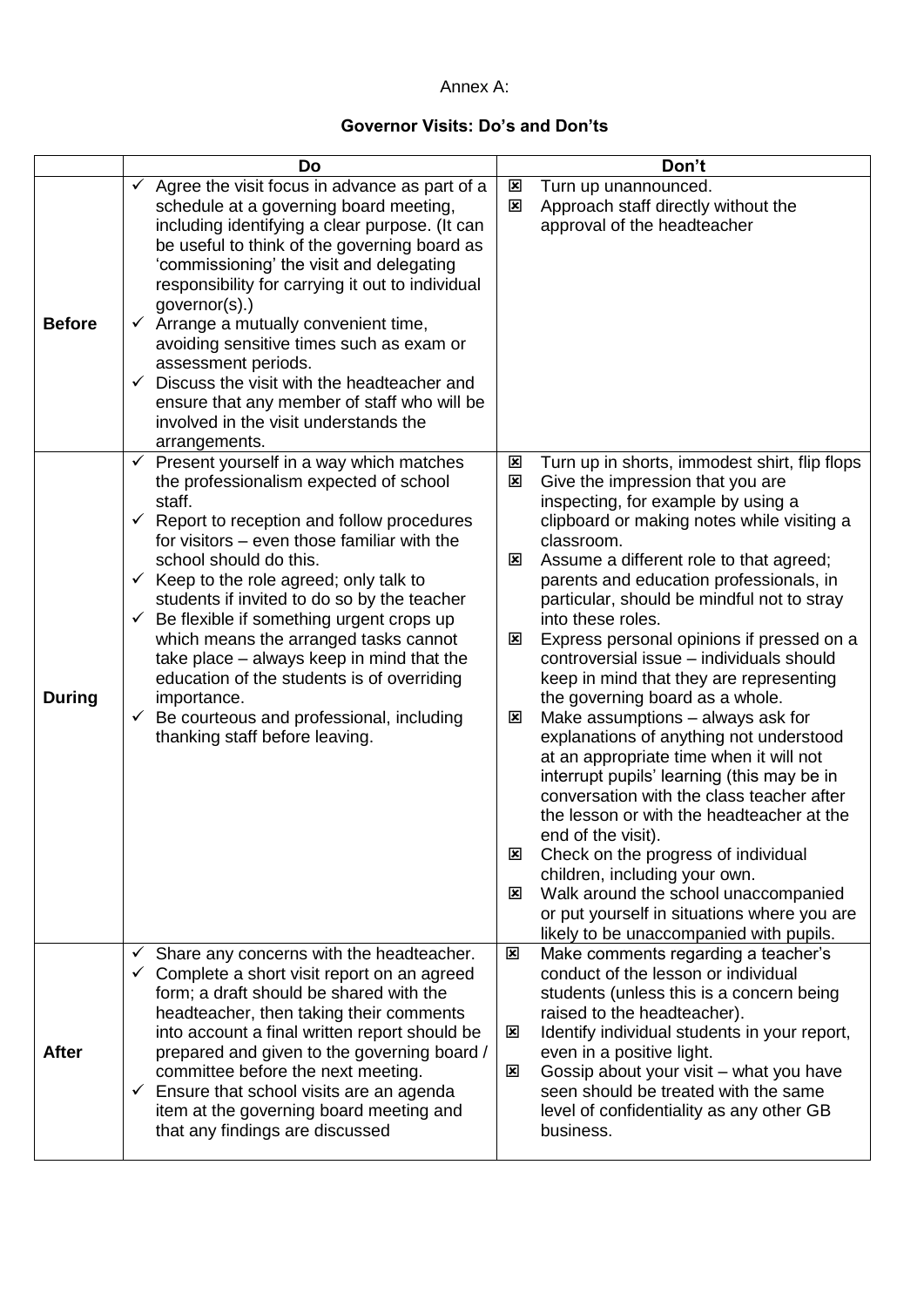Annex A:

**Governor Visits: Do's and Don'ts**

| | Do | Don't |
|---|---|---|
| **Before** | ✓ Agree the visit focus in advance as part of a schedule at a governing board meeting, including identifying a clear purpose. (It can be useful to think of the governing board as 'commissioning' the visit and delegating responsibility for carrying it out to individual governor(s).)<br>✓ Arrange a mutually convenient time, avoiding sensitive times such as exam or assessment periods.<br>✓ Discuss the visit with the headteacher and ensure that any member of staff who will be involved in the visit understands the arrangements. | ☒ Turn up unannounced.<br>☒ Approach staff directly without the approval of the headteacher |
| **During** | ✓ Present yourself in a way which matches the professionalism expected of school staff.<br>✓ Report to reception and follow procedures for visitors – even those familiar with the school should do this.<br>✓ Keep to the role agreed; only talk to students if invited to do so by the teacher<br>✓ Be flexible if something urgent crops up which means the arranged tasks cannot take place – always keep in mind that the education of the students is of overriding importance.<br>✓ Be courteous and professional, including thanking staff before leaving. | ☒ Turn up in shorts, immodest shirt, flip flops<br>☒ Give the impression that you are inspecting, for example by using a clipboard or making notes while visiting a classroom.<br>☒ Assume a different role to that agreed; parents and education professionals, in particular, should be mindful not to stray into these roles.<br>☒ Express personal opinions if pressed on a controversial issue – individuals should keep in mind that they are representing the governing board as a whole.<br>☒ Make assumptions – always ask for explanations of anything not understood at an appropriate time when it will not interrupt pupils' learning (this may be in conversation with the class teacher after the lesson or with the headteacher at the end of the visit).<br>☒ Check on the progress of individual children, including your own.<br>☒ Walk around the school unaccompanied or put yourself in situations where you are likely to be unaccompanied with pupils. |
| **After** | ✓ Share any concerns with the headteacher.<br>✓ Complete a short visit report on an agreed form; a draft should be shared with the headteacher, then taking their comments into account a final written report should be prepared and given to the governing board / committee before the next meeting.<br>✓ Ensure that school visits are an agenda item at the governing board meeting and that any findings are discussed | ☒ Make comments regarding a teacher's conduct of the lesson or individual students (unless this is a concern being raised to the headteacher).<br>☒ Identify individual students in your report, even in a positive light.<br>☒ Gossip about your visit – what you have seen should be treated with the same level of confidentiality as any other GB business. |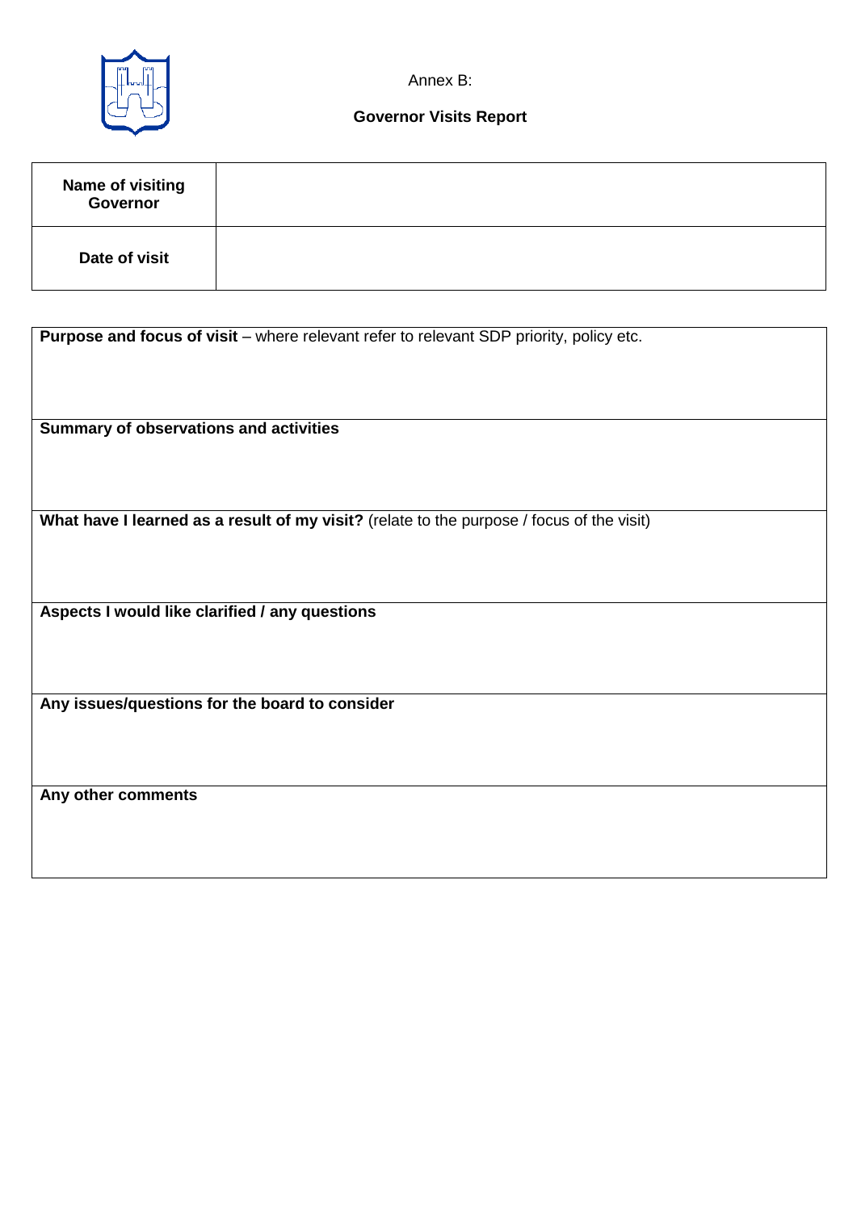Annex B:

**Governor Visits Report**

| | |
|---|---|
| **Name of visiting Governor** | |
| **Date of visit** | |

| |
|---|
| **Purpose and focus of visit** – where relevant refer to relevant SDP priority, policy etc. |
| **Summary of observations and activities** |
| **What have I learned as a result of my visit?** (relate to the purpose / focus of the visit) |
| **Aspects I would like clarified / any questions** |
| **Any issues/questions for the board to consider** |
| **Any other comments** |